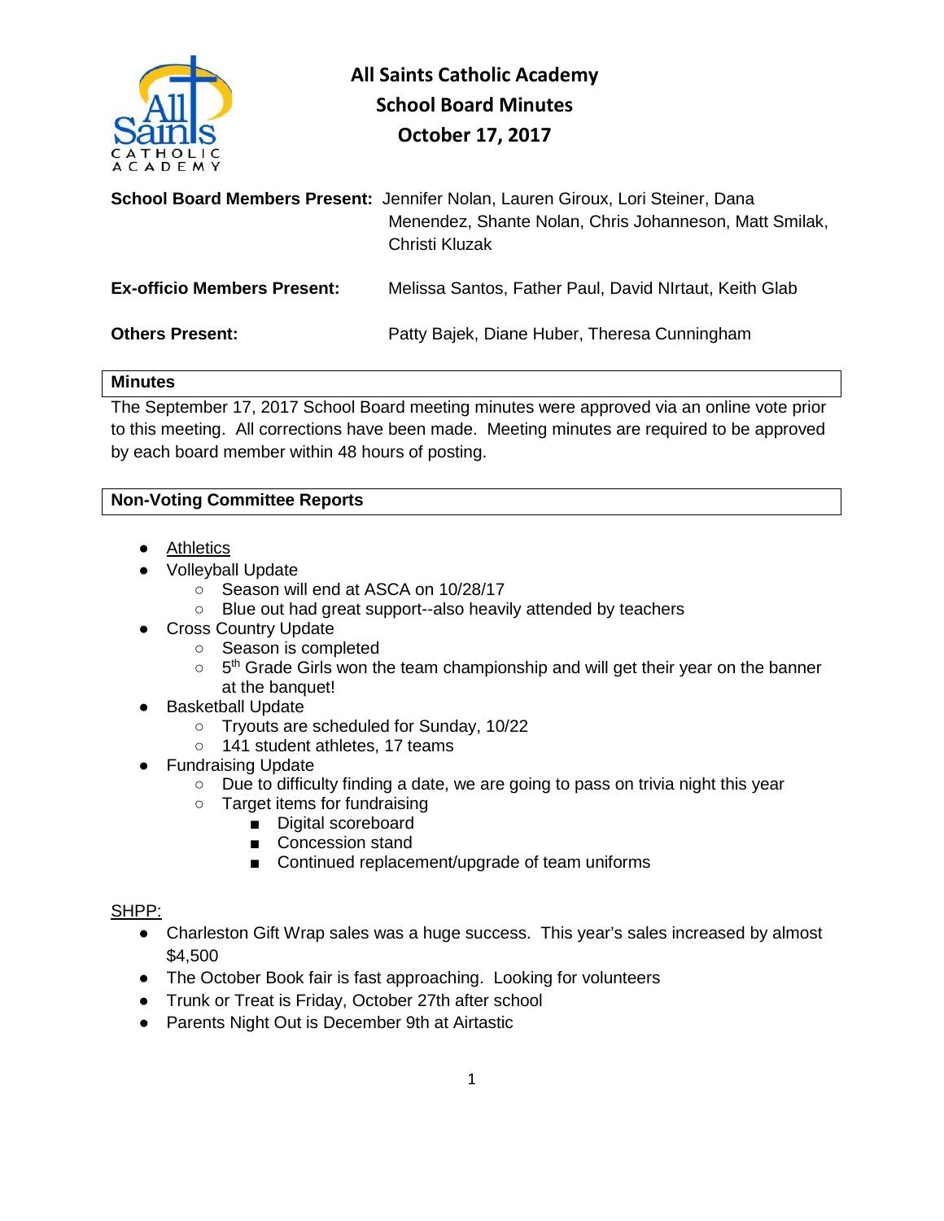# All Saints Catholic Academy
## School Board Minutes
## October 17, 2017

**School Board Members Present:** Jennifer Nolan, Lauren Giroux, Lori Steiner, Dana Menendez, Shante Nolan, Chris Johanneson, Matt Smilak, Christi Kluzak

**Ex-officio Members Present:** Melissa Santos, Father Paul, David NIrtaut, Keith Glab

**Others Present:** Patty Bajek, Diane Huber, Theresa Cunningham

### Minutes

The September 17, 2017 School Board meeting minutes were approved via an online vote prior to this meeting. All corrections have been made. Meeting minutes are required to be approved by each board member within 48 hours of posting.

### Non-Voting Committee Reports

- Athletics
- Volleyball Update
  - Season will end at ASCA on 10/28/17
  - Blue out had great support--also heavily attended by teachers
- Cross Country Update
  - Season is completed
  - 5th Grade Girls won the team championship and will get their year on the banner at the banquet!
- Basketball Update
  - Tryouts are scheduled for Sunday, 10/22
  - 141 student athletes, 17 teams
- Fundraising Update
  - Due to difficulty finding a date, we are going to pass on trivia night this year
  - Target items for fundraising
    - Digital scoreboard
    - Concession stand
    - Continued replacement/upgrade of team uniforms

SHPP:

- Charleston Gift Wrap sales was a huge success. This year's sales increased by almost $4,500
- The October Book fair is fast approaching. Looking for volunteers
- Trunk or Treat is Friday, October 27th after school
- Parents Night Out is December 9th at Airtastic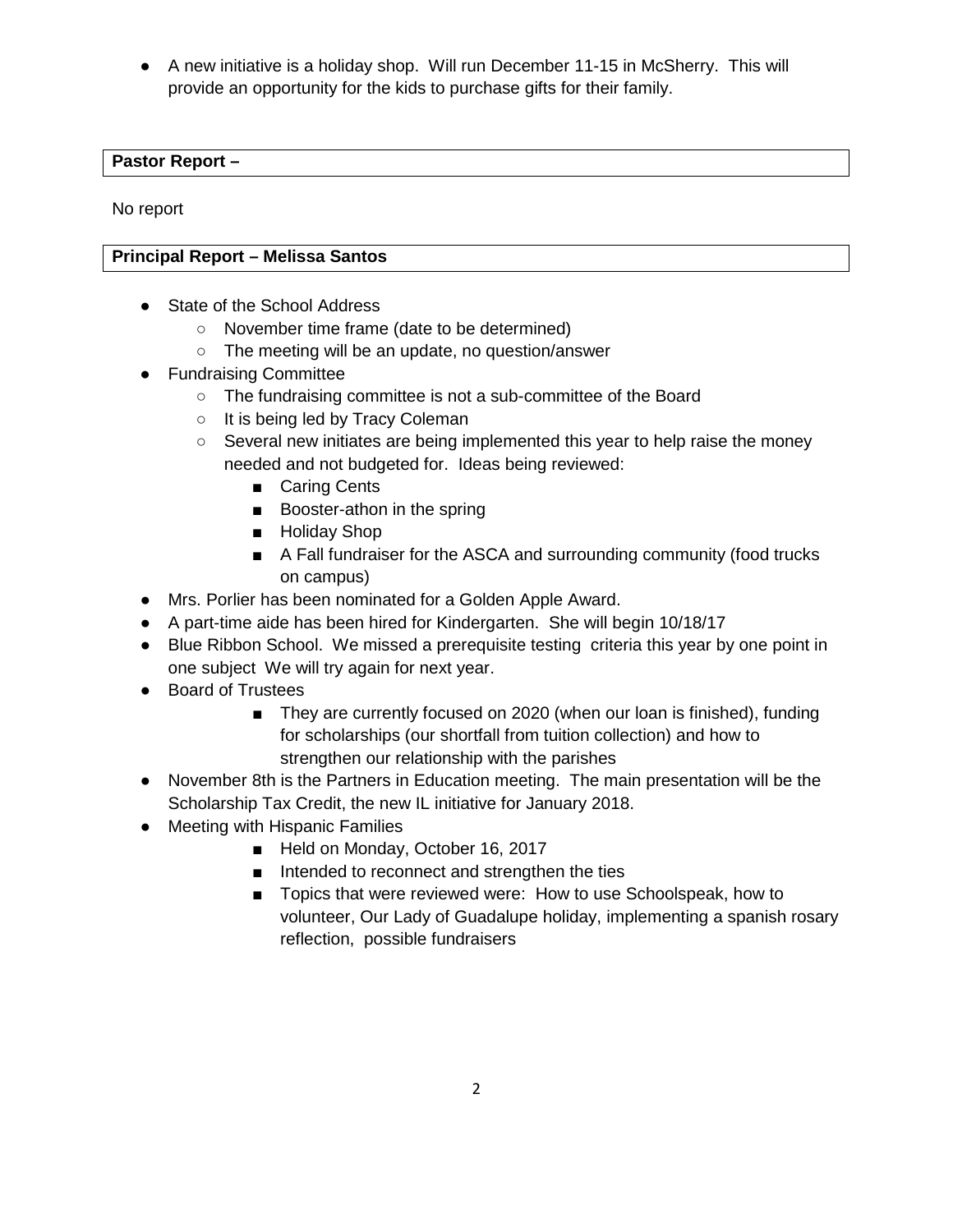- A new initiative is a holiday shop. Will run December 11-15 in McSherry. This will provide an opportunity for the kids to purchase gifts for their family.

**Pastor Report –**

No report

**Principal Report – Melissa Santos**

- State of the School Address
  - November time frame (date to be determined)
  - The meeting will be an update, no question/answer
- Fundraising Committee
  - The fundraising committee is not a sub-committee of the Board
  - It is being led by Tracy Coleman
  - Several new initiates are being implemented this year to help raise the money needed and not budgeted for. Ideas being reviewed:
    - Caring Cents
    - Booster-athon in the spring
    - Holiday Shop
    - A Fall fundraiser for the ASCA and surrounding community (food trucks on campus)
- Mrs. Porlier has been nominated for a Golden Apple Award.
- A part-time aide has been hired for Kindergarten. She will begin 10/18/17
- Blue Ribbon School. We missed a prerequisite testing criteria this year by one point in one subject We will try again for next year.
- Board of Trustees
  - They are currently focused on 2020 (when our loan is finished), funding for scholarships (our shortfall from tuition collection) and how to strengthen our relationship with the parishes
- November 8th is the Partners in Education meeting. The main presentation will be the Scholarship Tax Credit, the new IL initiative for January 2018.
- Meeting with Hispanic Families
  - Held on Monday, October 16, 2017
  - Intended to reconnect and strengthen the ties
  - Topics that were reviewed were: How to use Schoolspeak, how to volunteer, Our Lady of Guadalupe holiday, implementing a spanish rosary reflection, possible fundraisers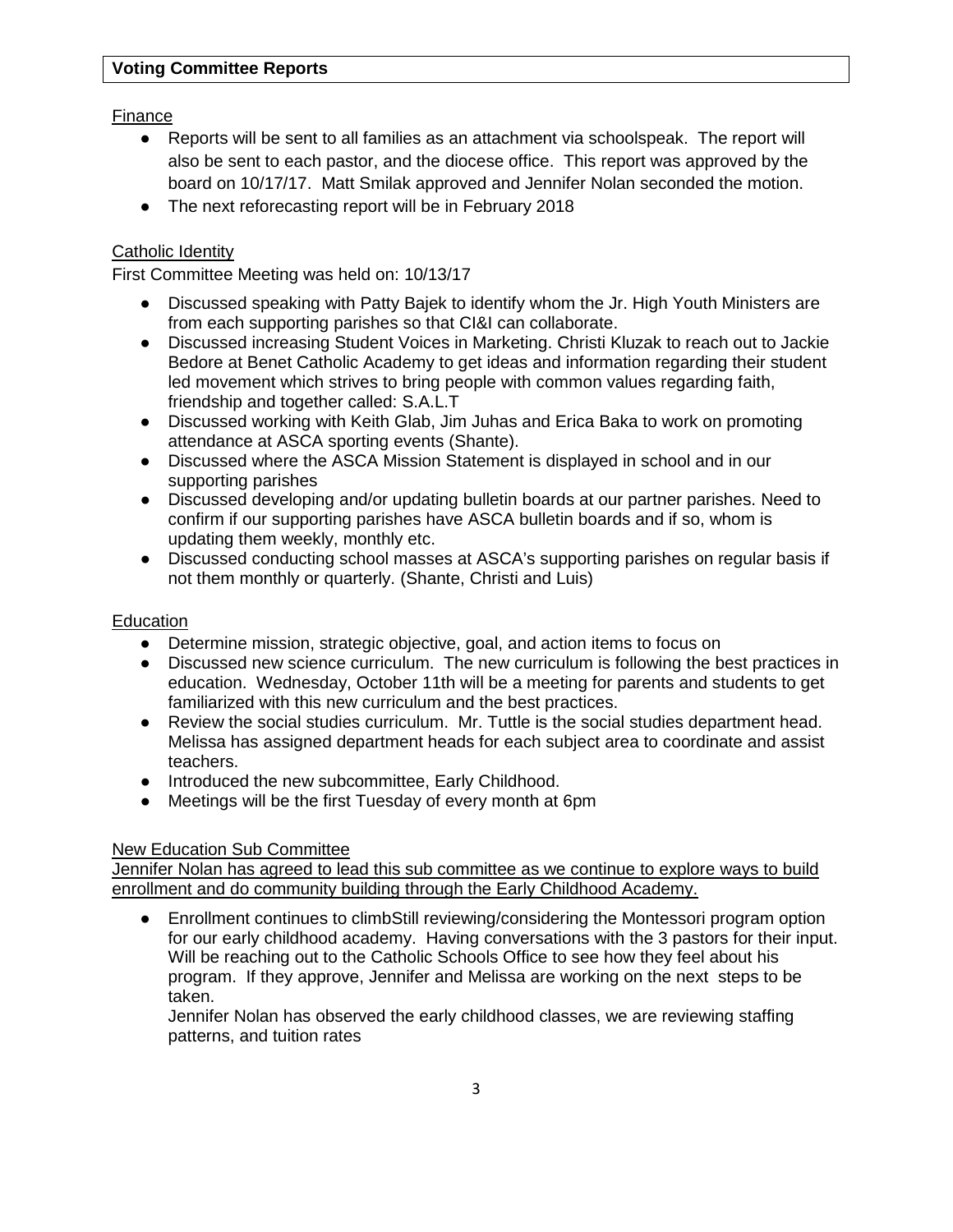**Voting Committee Reports**

Finance

- Reports will be sent to all families as an attachment via schoolspeak. The report will also be sent to each pastor, and the diocese office. This report was approved by the board on 10/17/17. Matt Smilak approved and Jennifer Nolan seconded the motion.
- The next reforecasting report will be in February 2018

Catholic Identity

First Committee Meeting was held on: 10/13/17

- Discussed speaking with Patty Bajek to identify whom the Jr. High Youth Ministers are from each supporting parishes so that CI&I can collaborate.
- Discussed increasing Student Voices in Marketing. Christi Kluzak to reach out to Jackie Bedore at Benet Catholic Academy to get ideas and information regarding their student led movement which strives to bring people with common values regarding faith, friendship and together called: S.A.L.T
- Discussed working with Keith Glab, Jim Juhas and Erica Baka to work on promoting attendance at ASCA sporting events (Shante).
- Discussed where the ASCA Mission Statement is displayed in school and in our supporting parishes
- Discussed developing and/or updating bulletin boards at our partner parishes. Need to confirm if our supporting parishes have ASCA bulletin boards and if so, whom is updating them weekly, monthly etc.
- Discussed conducting school masses at ASCA's supporting parishes on regular basis if not them monthly or quarterly. (Shante, Christi and Luis)

Education

- Determine mission, strategic objective, goal, and action items to focus on
- Discussed new science curriculum. The new curriculum is following the best practices in education. Wednesday, October 11th will be a meeting for parents and students to get familiarized with this new curriculum and the best practices.
- Review the social studies curriculum. Mr. Tuttle is the social studies department head. Melissa has assigned department heads for each subject area to coordinate and assist teachers.
- Introduced the new subcommittee, Early Childhood.
- Meetings will be the first Tuesday of every month at 6pm

New Education Sub Committee

Jennifer Nolan has agreed to lead this sub committee as we continue to explore ways to build enrollment and do community building through the Early Childhood Academy.

- Enrollment continues to climbStill reviewing/considering the Montessori program option for our early childhood academy. Having conversations with the 3 pastors for their input. Will be reaching out to the Catholic Schools Office to see how they feel about his program. If they approve, Jennifer and Melissa are working on the next steps to be taken.

  Jennifer Nolan has observed the early childhood classes, we are reviewing staffing patterns, and tuition rates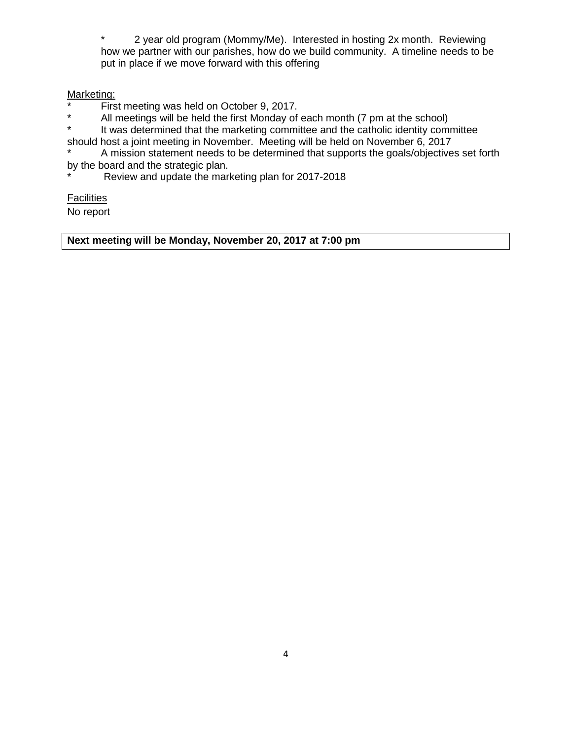* 2 year old program (Mommy/Me). Interested in hosting 2x month. Reviewing how we partner with our parishes, how do we build community. A timeline needs to be put in place if we move forward with this offering

Marketing:

* First meeting was held on October 9, 2017.
* All meetings will be held the first Monday of each month (7 pm at the school)
* It was determined that the marketing committee and the catholic identity committee should host a joint meeting in November. Meeting will be held on November 6, 2017
* A mission statement needs to be determined that supports the goals/objectives set forth by the board and the strategic plan.
* Review and update the marketing plan for 2017-2018

Facilities

No report

**Next meeting will be Monday, November 20, 2017 at 7:00 pm**